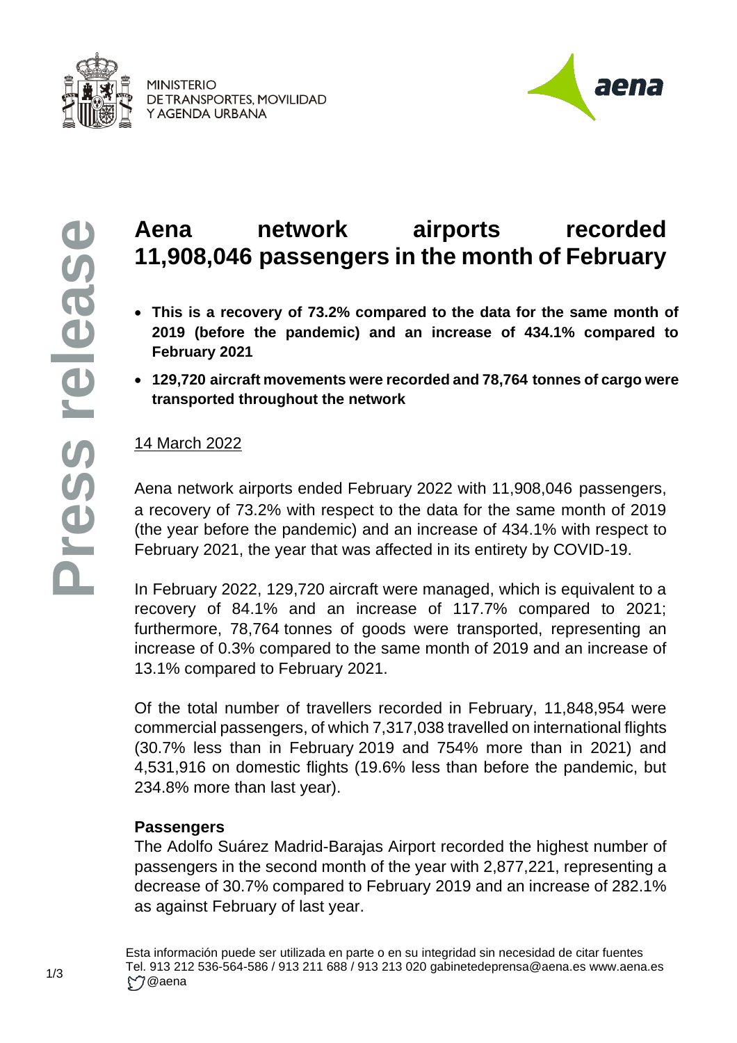MINISTERIO
DE TRANSPORTES, MOVILIDAD
Y AGENDA URBANA

**Press release**

# Aena network airports recorded 11,908,046 passengers in the month of February

- **This is a recovery of 73.2% compared to the data for the same month of 2019 (before the pandemic) and an increase of 434.1% compared to February 2021**
- **129,720 aircraft movements were recorded and 78,764 tonnes of cargo were transported throughout the network**

14 March 2022

Aena network airports ended February 2022 with 11,908,046 passengers, a recovery of 73.2% with respect to the data for the same month of 2019 (the year before the pandemic) and an increase of 434.1% with respect to February 2021, the year that was affected in its entirety by COVID-19.

In February 2022, 129,720 aircraft were managed, which is equivalent to a recovery of 84.1% and an increase of 117.7% compared to 2021; furthermore, 78,764 tonnes of goods were transported, representing an increase of 0.3% compared to the same month of 2019 and an increase of 13.1% compared to February 2021.

Of the total number of travellers recorded in February, 11,848,954 were commercial passengers, of which 7,317,038 travelled on international flights (30.7% less than in February 2019 and 754% more than in 2021) and 4,531,916 on domestic flights (19.6% less than before the pandemic, but 234.8% more than last year).

**Passengers**

The Adolfo Suárez Madrid-Barajas Airport recorded the highest number of passengers in the second month of the year with 2,877,221, representing a decrease of 30.7% compared to February 2019 and an increase of 282.1% as against February of last year.

Esta información puede ser utilizada en parte o en su integridad sin necesidad de citar fuentes
Tel. 913 212 536-564-586 / 913 211 688 / 913 213 020 gabinetedeprensa@aena.es www.aena.es
@aena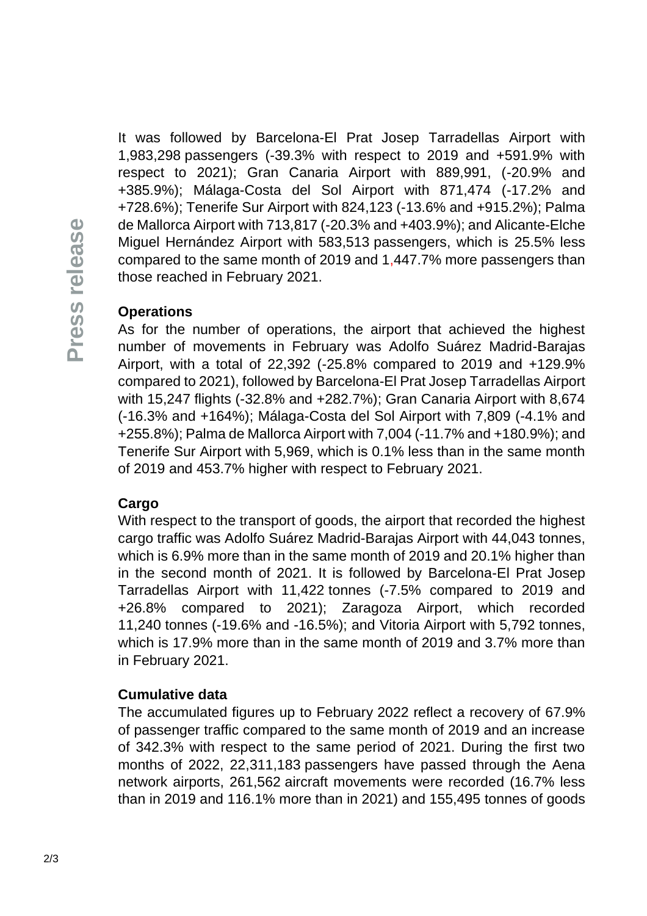It was followed by Barcelona-El Prat Josep Tarradellas Airport with 1,983,298 passengers (-39.3% with respect to 2019 and +591.9% with respect to 2021); Gran Canaria Airport with 889,991, (-20.9% and +385.9%); Málaga-Costa del Sol Airport with 871,474 (-17.2% and +728.6%); Tenerife Sur Airport with 824,123 (-13.6% and +915.2%); Palma de Mallorca Airport with 713,817 (-20.3% and +403.9%); and Alicante-Elche Miguel Hernández Airport with 583,513 passengers, which is 25.5% less compared to the same month of 2019 and 1,447.7% more passengers than those reached in February 2021.

**Operations**

As for the number of operations, the airport that achieved the highest number of movements in February was Adolfo Suárez Madrid-Barajas Airport, with a total of 22,392 (-25.8% compared to 2019 and +129.9% compared to 2021), followed by Barcelona-El Prat Josep Tarradellas Airport with 15,247 flights (-32.8% and +282.7%); Gran Canaria Airport with 8,674 (-16.3% and +164%); Málaga-Costa del Sol Airport with 7,809 (-4.1% and +255.8%); Palma de Mallorca Airport with 7,004 (-11.7% and +180.9%); and Tenerife Sur Airport with 5,969, which is 0.1% less than in the same month of 2019 and 453.7% higher with respect to February 2021.

**Cargo**

With respect to the transport of goods, the airport that recorded the highest cargo traffic was Adolfo Suárez Madrid-Barajas Airport with 44,043 tonnes, which is 6.9% more than in the same month of 2019 and 20.1% higher than in the second month of 2021. It is followed by Barcelona-El Prat Josep Tarradellas Airport with 11,422 tonnes (-7.5% compared to 2019 and +26.8% compared to 2021); Zaragoza Airport, which recorded 11,240 tonnes (-19.6% and -16.5%); and Vitoria Airport with 5,792 tonnes, which is 17.9% more than in the same month of 2019 and 3.7% more than in February 2021.

**Cumulative data**

The accumulated figures up to February 2022 reflect a recovery of 67.9% of passenger traffic compared to the same month of 2019 and an increase of 342.3% with respect to the same period of 2021. During the first two months of 2022, 22,311,183 passengers have passed through the Aena network airports, 261,562 aircraft movements were recorded (16.7% less than in 2019 and 116.1% more than in 2021) and 155,495 tonnes of goods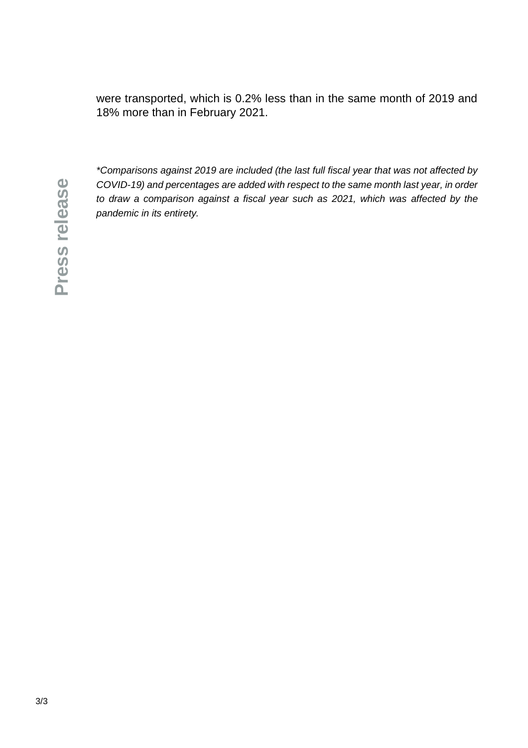were transported, which is 0.2% less than in the same month of 2019 and 18% more than in February 2021.

*\*Comparisons against 2019 are included (the last full fiscal year that was not affected by COVID-19) and percentages are added with respect to the same month last year, in order to draw a comparison against a fiscal year such as 2021, which was affected by the pandemic in its entirety.*